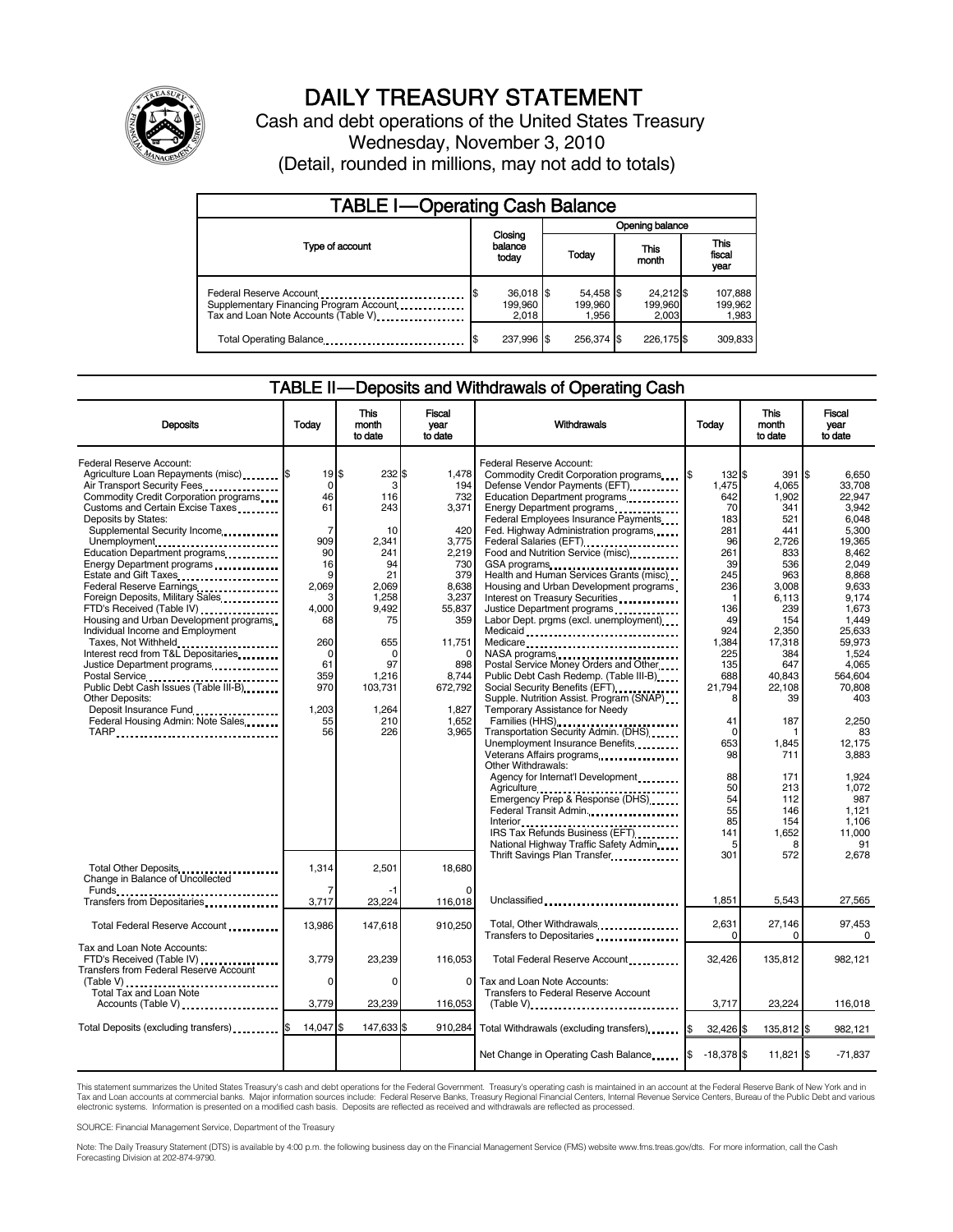# DAILY TREASURY STATEMENT

Cash and debt operations of the United States Treasury

Wednesday, November 3, 2010

(Detail, rounded in millions, may not add to totals)

## TABLE I—Operating Cash Balance

| Type of account | Closing balance today | Opening balance Today | Opening balance This month | Opening balance This fiscal year |
|---|---|---|---|---|
| Federal Reserve Account | $ 36,018 | $ 54,458 | $ 24,212 | $ 107,888 |
| Supplementary Financing Program Account | 199,960 | 199,960 | 199,960 | 199,962 |
| Tax and Loan Note Accounts (Table V) | 2,018 | 1,956 | 2,003 | 1,983 |
| Total Operating Balance | $ 237,996 | $ 256,374 | $ 226,175 | $ 309,833 |

## TABLE II—Deposits and Withdrawals of Operating Cash

| Deposits | Today | This month to date | Fiscal year to date |
|---|---|---|---|
| Federal Reserve Account: | | | |
| Agriculture Loan Repayments (misc) | $ 19 | $ 232 | $ 1,478 |
| Air Transport Security Fees | 0 | 3 | 194 |
| Commodity Credit Corporation programs | 46 | 116 | 732 |
| Customs and Certain Excise Taxes | 61 | 243 | 3,371 |
| Deposits by States: | | | |
| Supplemental Security Income | 7 | 10 | 420 |
| Unemployment | 909 | 2,341 | 3,775 |
| Education Department programs | 90 | 241 | 2,219 |
| Energy Department programs | 16 | 94 | 730 |
| Estate and Gift Taxes | 9 | 21 | 379 |
| Federal Reserve Earnings | 2,069 | 2,069 | 8,638 |
| Foreign Deposits, Military Sales | 3 | 1,258 | 3,237 |
| FTD's Received (Table IV) | 4,000 | 9,492 | 55,837 |
| Housing and Urban Development programs | 68 | 75 | 359 |
| Individual Income and Employment Taxes, Not Withheld | 260 | 655 | 11,751 |
| Interest recd from T&L Depositaries | 0 | 0 | 0 |
| Justice Department programs | 61 | 97 | 898 |
| Postal Service | 359 | 1,216 | 8,744 |
| Public Debt Cash Issues (Table III-B) | 970 | 103,731 | 672,792 |
| Other Deposits: | | | |
| Deposit Insurance Fund | 1,203 | 1,264 | 1,827 |
| Federal Housing Admin: Note Sales | 55 | 210 | 1,652 |
| TARP | 56 | 226 | 3,965 |
| Total Other Deposits | 1,314 | 2,501 | 18,680 |
| Change in Balance of Uncollected Funds | 7 | -1 | 0 |
| Transfers from Depositaries | 3,717 | 23,224 | 116,018 |
| Total Federal Reserve Account | 13,986 | 147,618 | 910,250 |
| Tax and Loan Note Accounts: | | | |
| FTD's Received (Table IV) | 3,779 | 23,239 | 116,053 |
| Transfers from Federal Reserve Account (Table V) | 0 | 0 | 0 |
| Total Tax and Loan Note Accounts (Table V) | 3,779 | 23,239 | 116,053 |
| Total Deposits (excluding transfers) | $ 14,047 | $ 147,633 | $ 910,284 |

| Withdrawals | Today | This month to date | Fiscal year to date |
|---|---|---|---|
| Federal Reserve Account: | | | |
| Commodity Credit Corporation programs | $ 132 | $ 391 | $ 6,650 |
| Defense Vendor Payments (EFT) | 1,475 | 4,065 | 33,708 |
| Education Department programs | 642 | 1,902 | 22,947 |
| Energy Department programs | 70 | 341 | 3,942 |
| Federal Employees Insurance Payments | 183 | 521 | 6,048 |
| Fed. Highway Administration programs | 281 | 441 | 5,300 |
| Federal Salaries (EFT) | 96 | 2,726 | 19,365 |
| Food and Nutrition Service (misc) | 261 | 833 | 8,462 |
| GSA programs | 39 | 536 | 2,049 |
| Health and Human Services Grants (misc) | 245 | 963 | 8,868 |
| Housing and Urban Development programs | 236 | 3,008 | 9,633 |
| Interest on Treasury Securities | 1 | 6,113 | 9,174 |
| Justice Department programs | 136 | 239 | 1,673 |
| Labor Dept. prgms (excl. unemployment) | 49 | 154 | 1,449 |
| Medicaid | 924 | 2,350 | 25,633 |
| Medicare | 1,384 | 17,318 | 59,973 |
| NASA programs | 225 | 384 | 1,524 |
| Postal Service Money Orders and Other | 135 | 647 | 4,065 |
| Public Debt Cash Redemp. (Table III-B) | 688 | 40,843 | 564,604 |
| Social Security Benefits (EFT) | 21,794 | 22,108 | 70,808 |
| Supple. Nutrition Assist. Program (SNAP) | 8 | 39 | 403 |
| Temporary Assistance for Needy Families (HHS) | 41 | 187 | 2,250 |
| Transportation Security Admin. (DHS) | 0 | 1 | 83 |
| Unemployment Insurance Benefits | 653 | 1,845 | 12,175 |
| Veterans Affairs programs | 98 | 711 | 3,883 |
| Other Withdrawals: | | | |
| Agency for Internat'l Development | 88 | 171 | 1,924 |
| Agriculture | 50 | 213 | 1,072 |
| Emergency Prep & Response (DHS) | 54 | 112 | 987 |
| Federal Transit Admin. | 55 | 146 | 1,121 |
| Interior | 85 | 154 | 1,106 |
| IRS Tax Refunds Business (EFT) | 141 | 1,652 | 11,000 |
| National Highway Traffic Safety Admin | 5 | 8 | 91 |
| Thrift Savings Plan Transfer | 301 | 572 | 2,678 |
| Unclassified | 1,851 | 5,543 | 27,565 |
| Total, Other Withdrawals | 2,631 | 27,146 | 97,453 |
| Transfers to Depositaries | 0 | 0 | 0 |
| Total Federal Reserve Account | 32,426 | 135,812 | 982,121 |
| Tax and Loan Note Accounts: | | | |
| Transfers to Federal Reserve Account (Table V) | 3,717 | 23,224 | 116,018 |
| Total Withdrawals (excluding transfers) | $ 32,426 | $ 135,812 | $ 982,121 |
| Net Change in Operating Cash Balance | $ -18,378 | $ 11,821 | $ -71,837 |

This statement summarizes the United States Treasury's cash and debt operations for the Federal Government. Treasury's operating cash is maintained in an account at the Federal Reserve Bank of New York and in Tax and Loan accounts at commercial banks. Major information sources include: Federal Reserve Banks, Treasury Regional Financial Centers, Internal Revenue Service Centers, Bureau of the Public Debt and various electronic systems. Information is presented on a modified cash basis. Deposits are reflected as received and withdrawals are reflected as processed.

SOURCE: Financial Management Service, Department of the Treasury

Note: The Daily Treasury Statement (DTS) is available by 4:00 p.m. the following business day on the Financial Management Service (FMS) website www.fms.treas.gov/dts. For more information, call the Cash Forecasting Division at 202-874-9790.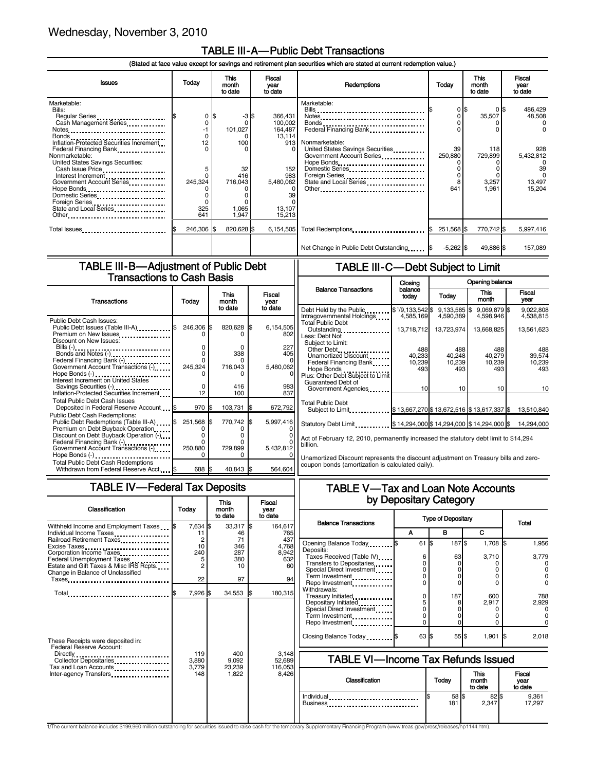Wednesday, November 3, 2010

## TABLE III-A—Public Debt Transactions

(Stated at face value except for savings and retirement plan securities which are stated at current redemption value.)

| Issues | Today | This month to date | Fiscal year to date |
|---|---|---|---|
| Marketable: | | | |
| Bills: | | | |
| Regular Series | $ 0 | $ -3 | $ 366,431 |
| Cash Management Series | 0 | 0 | 100,002 |
| Notes | -1 | 101,027 | 164,487 |
| Bonds | 0 | 0 | 13,114 |
| Inflation-Protected Securities Increment | 12 | 100 | 913 |
| Federal Financing Bank | 0 | 0 | 0 |
| Nonmarketable: | | | |
| United States Savings Securities: | | | |
| Cash Issue Price | 5 | 32 | 152 |
| Interest Increment | 0 | 416 | 983 |
| Government Account Series | 245,324 | 716,043 | 5,480,062 |
| Hope Bonds | 0 | 0 | 0 |
| Domestic Series | 0 | 0 | 39 |
| Foreign Series | 0 | 0 | 0 |
| State and Local Series | 325 | 1,065 | 13,107 |
| Other | 641 | 1,947 | 15,213 |
| Total Issues | $ 246,306 | $ 820,628 | $ 6,154,505 |

| Redemptions | Today | This month to date | Fiscal year to date |
|---|---|---|---|
| Marketable: | | | |
| Bills | $ 0 | $ 0 | $ 486,429 |
| Notes | 0 | 35,507 | 48,508 |
| Bonds | 0 | 0 | 0 |
| Federal Financing Bank | 0 | 0 | 0 |
| Nonmarketable: | | | |
| United States Savings Securities | 39 | 118 | 928 |
| Government Account Series | 250,880 | 729,899 | 5,432,812 |
| Hope Bonds | 0 | 0 | 0 |
| Domestic Series | 0 | 0 | 39 |
| Foreign Series | 0 | 0 | 0 |
| State and Local Series | 8 | 3,257 | 13,497 |
| Other | 641 | 1,961 | 15,204 |
| Total Redemptions | $ 251,568 | $ 770,742 | $ 5,997,416 |
| Net Change in Public Debt Outstanding | $ -5,262 | $ 49,886 | $ 157,089 |

## TABLE III-B—Adjustment of Public Debt Transactions to Cash Basis

| Transactions | Today | This month to date | Fiscal year to date |
|---|---|---|---|
| Public Debt Cash Issues: | | | |
| Public Debt Issues (Table III-A) | $ 246,306 | $ 820,628 | $ 6,154,505 |
| Premium on New Issues | 0 | 0 | 802 |
| Discount on New Issues: | | | |
| Bills (-) | 0 | 0 | 227 |
| Bonds and Notes (-) | 0 | 338 | 405 |
| Federal Financing Bank (-) | 0 | 0 | 0 |
| Government Account Transactions (-) | 245,324 | 716,043 | 5,480,062 |
| Hope Bonds (-) | 0 | 0 | 0 |
| Interest Increment on United States Savings Securities (-) | 0 | 416 | 983 |
| Inflation-Protected Securities Increment | 12 | 100 | 837 |
| Total Public Debt Cash Issues Deposited in Federal Reserve Account | $ 970 | $ 103,731 | $ 672,792 |
| Public Debt Cash Redemptions: | | | |
| Public Debt Redemptions (Table III-A) | $ 251,568 | $ 770,742 | $ 5,997,416 |
| Premium on Debt Buyback Operation | 0 | 0 | 0 |
| Discount on Debt Buyback Operation (-) | 0 | 0 | 0 |
| Federal Financing Bank (-) | 0 | 0 | 0 |
| Government Account Transactions (-) | 250,880 | 729,899 | 5,432,812 |
| Hope Bonds (-) | 0 | 0 | 0 |
| Total Public Debt Cash Redemptions Withdrawn from Federal Reserve Acct. | $ 688 | $ 40,843 | $ 564,604 |

## TABLE III-C—Debt Subject to Limit

| Balance Transactions | Closing balance today | Opening balance Today | Opening balance This month | Opening balance Fiscal year |
|---|---|---|---|---|
| Debt Held by the Public | $ [1]9,133,542 | $ 9,133,585 | $ 9,069,879 | $ 9,022,808 |
| Intragovernmental Holdings | 4,585,169 | 4,590,389 | 4,598,946 | 4,538,815 |
| Total Public Debt Outstanding | 13,718,712 | 13,723,974 | 13,668,825 | 13,561,623 |
| Less: Debt Not Subject to Limit: | | | | |
| Other Debt | 488 | 488 | 488 | 488 |
| Unamortized Discount | 40,233 | 40,248 | 40,279 | 39,574 |
| Federal Financing Bank | 10,239 | 10,239 | 10,239 | 10,239 |
| Hope Bonds | 493 | 493 | 493 | 493 |
| Plus: Other Debt Subject to Limit | | | | |
| Guaranteed Debt of Government Agencies | 10 | 10 | 10 | 10 |
| Total Public Debt Subject to Limit | $ 13,667,270 | $ 13,672,516 | $ 13,617,337 | $ 13,510,840 |
| Statutory Debt Limit | $ 14,294,000 | $ 14,294,000 | $ 14,294,000 | $ 14,294,000 |

Act of February 12, 2010, permanently increased the statutory debt limit to $14,294 billion.

Unamortized Discount represents the discount adjustment on Treasury bills and zero-coupon bonds (amortization is calculated daily).

## TABLE IV—Federal Tax Deposits

| Classification | Today | This month to date | Fiscal year to date |
|---|---|---|---|
| Withheld Income and Employment Taxes | $ 7,634 | $ 33,317 | $ 164,617 |
| Individual Income Taxes | 11 | 46 | 765 |
| Railroad Retirement Taxes | 2 | 71 | 437 |
| Excise Taxes | 10 | 346 | 4,768 |
| Corporation Income Taxes | 240 | 287 | 8,942 |
| Federal Unemployment Taxes | 5 | 380 | 632 |
| Estate and Gift Taxes & Misc IRS Rcpts. | 2 | 10 | 60 |
| Change in Balance of Unclassified Taxes | 22 | 97 | 94 |
| Total | $ 7,926 | $ 34,553 | $ 180,315 |
| These Receipts were deposited in: | | | |
| Federal Reserve Account: | | | |
| Directly | 119 | 400 | 3,148 |
| Collector Depositaries | 3,880 | 9,092 | 52,689 |
| Tax and Loan Accounts | 3,779 | 23,239 | 116,053 |
| Inter-agency Transfers | 148 | 1,822 | 8,426 |

## TABLE V—Tax and Loan Note Accounts by Depositary Category

| Balance Transactions | Type of Depositary A | Type of Depositary B | Type of Depositary C | Total |
|---|---|---|---|---|
| Opening Balance Today | $ 61 | $ 187 | $ 1,708 | $ 1,956 |
| Deposits: | | | | |
| Taxes Received (Table IV) | 6 | 63 | 3,710 | 3,779 |
| Transfers to Depositaries | 0 | 0 | 0 | 0 |
| Special Direct Investment | 0 | 0 | 0 | 0 |
| Term Investment | 0 | 0 | 0 | 0 |
| Repo Investment | 0 | 0 | 0 | 0 |
| Withdrawals: | | | | |
| Treasury Initiated | 0 | 187 | 600 | 788 |
| Depositary Initiated | 5 | 8 | 2,917 | 2,929 |
| Special Direct Investment | 0 | 0 | 0 | 0 |
| Term Investment | 0 | 0 | 0 | 0 |
| Repo Investment | 0 | 0 | 0 | 0 |
| Closing Balance Today | $ 63 | $ 55 | $ 1,901 | $ 2,018 |

## TABLE VI—Income Tax Refunds Issued

| Classification | Today | This month to date | Fiscal year to date |
|---|---|---|---|
| Individual | $ 58 | $ 82 | $ 9,361 |
| Business | 181 | 2,347 | 17,297 |

1/The current balance includes $199,960 million outstanding for securities issued to raise cash for the temporary Supplementary Financing Program (www.treas.gov/press/releases/hp1144.htm).